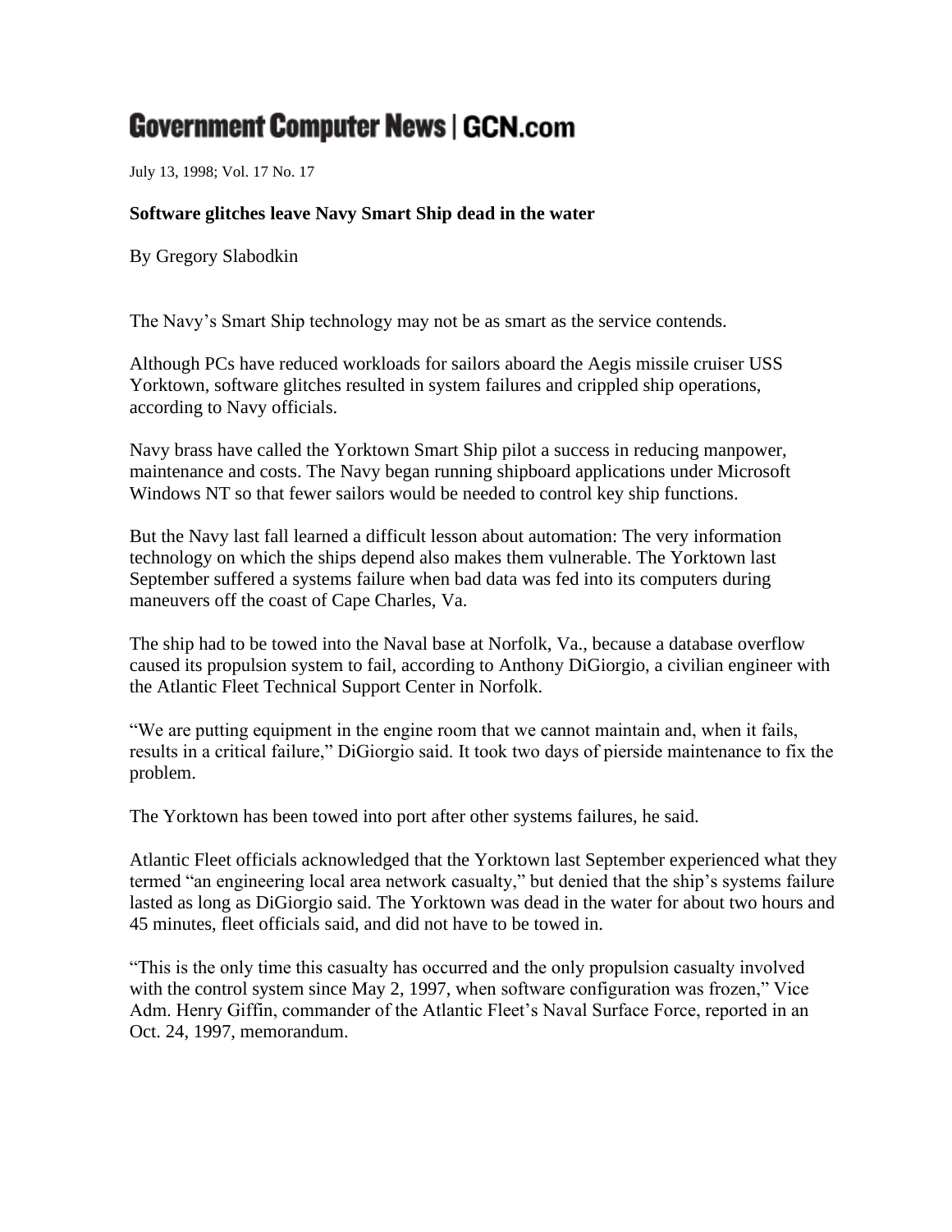# Government Computer News | GCN.com

July 13, 1998; Vol. 17 No. 17

**Software glitches leave Navy Smart Ship dead in the water**

By Gregory Slabodkin

The Navy's Smart Ship technology may not be as smart as the service contends.

Although PCs have reduced workloads for sailors aboard the Aegis missile cruiser USS Yorktown, software glitches resulted in system failures and crippled ship operations, according to Navy officials.

Navy brass have called the Yorktown Smart Ship pilot a success in reducing manpower, maintenance and costs. The Navy began running shipboard applications under Microsoft Windows NT so that fewer sailors would be needed to control key ship functions.

But the Navy last fall learned a difficult lesson about automation: The very information technology on which the ships depend also makes them vulnerable. The Yorktown last September suffered a systems failure when bad data was fed into its computers during maneuvers off the coast of Cape Charles, Va.

The ship had to be towed into the Naval base at Norfolk, Va., because a database overflow caused its propulsion system to fail, according to Anthony DiGiorgio, a civilian engineer with the Atlantic Fleet Technical Support Center in Norfolk.

"We are putting equipment in the engine room that we cannot maintain and, when it fails, results in a critical failure," DiGiorgio said. It took two days of pierside maintenance to fix the problem.

The Yorktown has been towed into port after other systems failures, he said.

Atlantic Fleet officials acknowledged that the Yorktown last September experienced what they termed "an engineering local area network casualty," but denied that the ship's systems failure lasted as long as DiGiorgio said. The Yorktown was dead in the water for about two hours and 45 minutes, fleet officials said, and did not have to be towed in.

"This is the only time this casualty has occurred and the only propulsion casualty involved with the control system since May 2, 1997, when software configuration was frozen," Vice Adm. Henry Giffin, commander of the Atlantic Fleet's Naval Surface Force, reported in an Oct. 24, 1997, memorandum.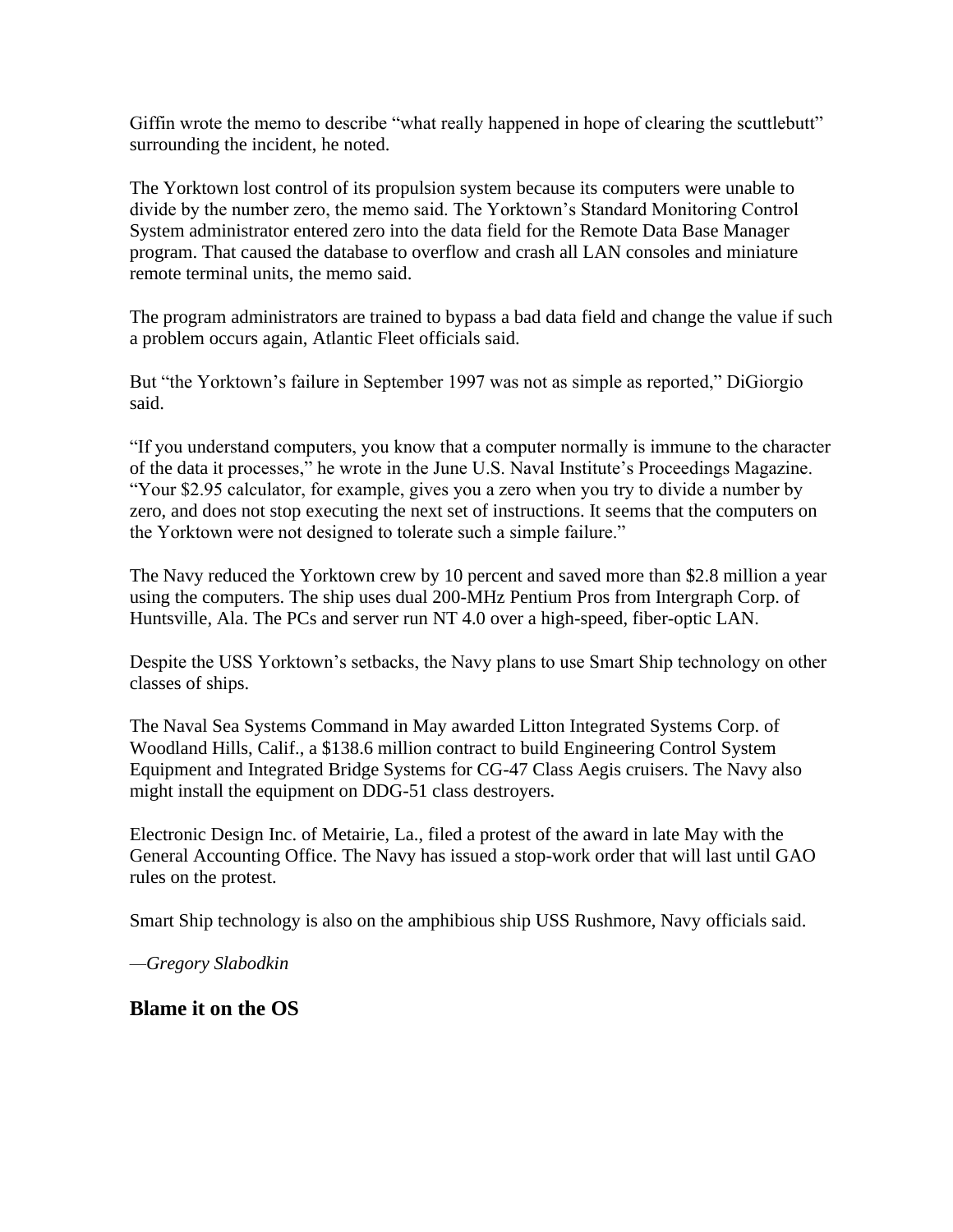Giffin wrote the memo to describe “what really happened in hope of clearing the scuttlebutt” surrounding the incident, he noted.

The Yorktown lost control of its propulsion system because its computers were unable to divide by the number zero, the memo said. The Yorktown’s Standard Monitoring Control System administrator entered zero into the data field for the Remote Data Base Manager program. That caused the database to overflow and crash all LAN consoles and miniature remote terminal units, the memo said.

The program administrators are trained to bypass a bad data field and change the value if such a problem occurs again, Atlantic Fleet officials said.

But “the Yorktown’s failure in September 1997 was not as simple as reported,” DiGiorgio said.

“If you understand computers, you know that a computer normally is immune to the character of the data it processes,” he wrote in the June U.S. Naval Institute’s Proceedings Magazine. “Your $2.95 calculator, for example, gives you a zero when you try to divide a number by zero, and does not stop executing the next set of instructions. It seems that the computers on the Yorktown were not designed to tolerate such a simple failure.”

The Navy reduced the Yorktown crew by 10 percent and saved more than $2.8 million a year using the computers. The ship uses dual 200-MHz Pentium Pros from Intergraph Corp. of Huntsville, Ala. The PCs and server run NT 4.0 over a high-speed, fiber-optic LAN.

Despite the USS Yorktown’s setbacks, the Navy plans to use Smart Ship technology on other classes of ships.

The Naval Sea Systems Command in May awarded Litton Integrated Systems Corp. of Woodland Hills, Calif., a $138.6 million contract to build Engineering Control System Equipment and Integrated Bridge Systems for CG-47 Class Aegis cruisers. The Navy also might install the equipment on DDG-51 class destroyers.

Electronic Design Inc. of Metairie, La., filed a protest of the award in late May with the General Accounting Office. The Navy has issued a stop-work order that will last until GAO rules on the protest.

Smart Ship technology is also on the amphibious ship USS Rushmore, Navy officials said.

—*Gregory Slabodkin*

## Blame it on the OS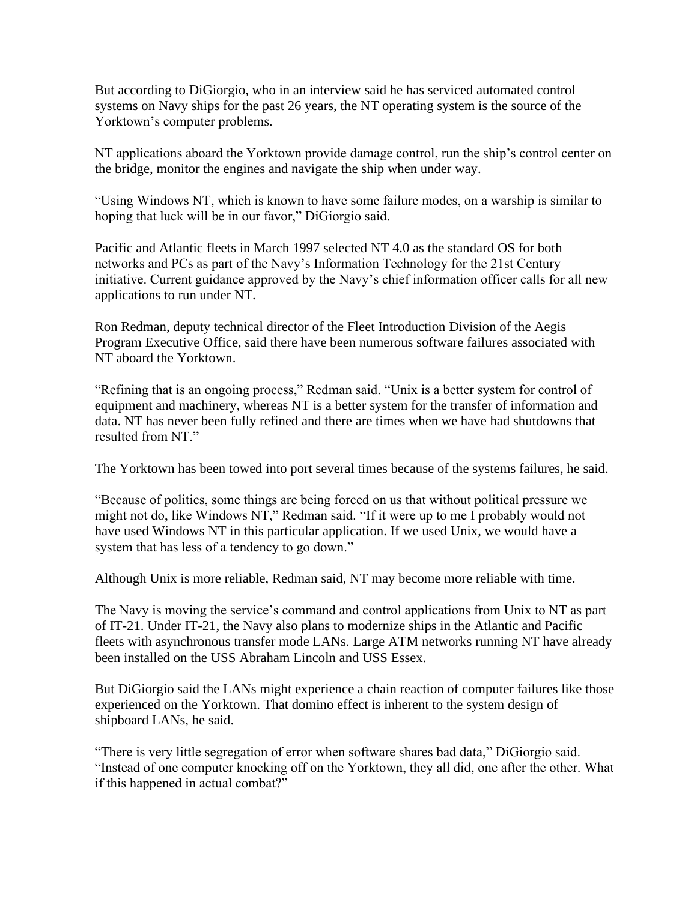But according to DiGiorgio, who in an interview said he has serviced automated control systems on Navy ships for the past 26 years, the NT operating system is the source of the Yorktown's computer problems.

NT applications aboard the Yorktown provide damage control, run the ship's control center on the bridge, monitor the engines and navigate the ship when under way.

"Using Windows NT, which is known to have some failure modes, on a warship is similar to hoping that luck will be in our favor," DiGiorgio said.

Pacific and Atlantic fleets in March 1997 selected NT 4.0 as the standard OS for both networks and PCs as part of the Navy's Information Technology for the 21st Century initiative. Current guidance approved by the Navy's chief information officer calls for all new applications to run under NT.

Ron Redman, deputy technical director of the Fleet Introduction Division of the Aegis Program Executive Office, said there have been numerous software failures associated with NT aboard the Yorktown.

"Refining that is an ongoing process," Redman said. "Unix is a better system for control of equipment and machinery, whereas NT is a better system for the transfer of information and data. NT has never been fully refined and there are times when we have had shutdowns that resulted from NT."

The Yorktown has been towed into port several times because of the systems failures, he said.

"Because of politics, some things are being forced on us that without political pressure we might not do, like Windows NT," Redman said. "If it were up to me I probably would not have used Windows NT in this particular application. If we used Unix, we would have a system that has less of a tendency to go down."

Although Unix is more reliable, Redman said, NT may become more reliable with time.

The Navy is moving the service's command and control applications from Unix to NT as part of IT-21. Under IT-21, the Navy also plans to modernize ships in the Atlantic and Pacific fleets with asynchronous transfer mode LANs. Large ATM networks running NT have already been installed on the USS Abraham Lincoln and USS Essex.

But DiGiorgio said the LANs might experience a chain reaction of computer failures like those experienced on the Yorktown. That domino effect is inherent to the system design of shipboard LANs, he said.

"There is very little segregation of error when software shares bad data," DiGiorgio said. "Instead of one computer knocking off on the Yorktown, they all did, one after the other. What if this happened in actual combat?"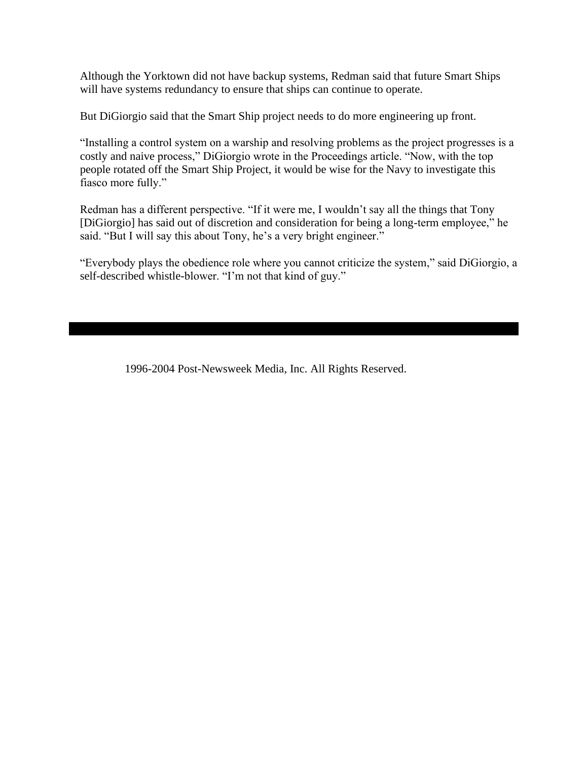Although the Yorktown did not have backup systems, Redman said that future Smart Ships will have systems redundancy to ensure that ships can continue to operate.

But DiGiorgio said that the Smart Ship project needs to do more engineering up front.

“Installing a control system on a warship and resolving problems as the project progresses is a costly and naive process,” DiGiorgio wrote in the Proceedings article. “Now, with the top people rotated off the Smart Ship Project, it would be wise for the Navy to investigate this fiasco more fully.”

Redman has a different perspective. “If it were me, I wouldn’t say all the things that Tony [DiGiorgio] has said out of discretion and consideration for being a long-term employee,” he said. “But I will say this about Tony, he’s a very bright engineer.”

“Everybody plays the obedience role where you cannot criticize the system,” said DiGiorgio, a self-described whistle-blower. “I’m not that kind of guy.”

---

1996-2004 Post-Newsweek Media, Inc. All Rights Reserved.